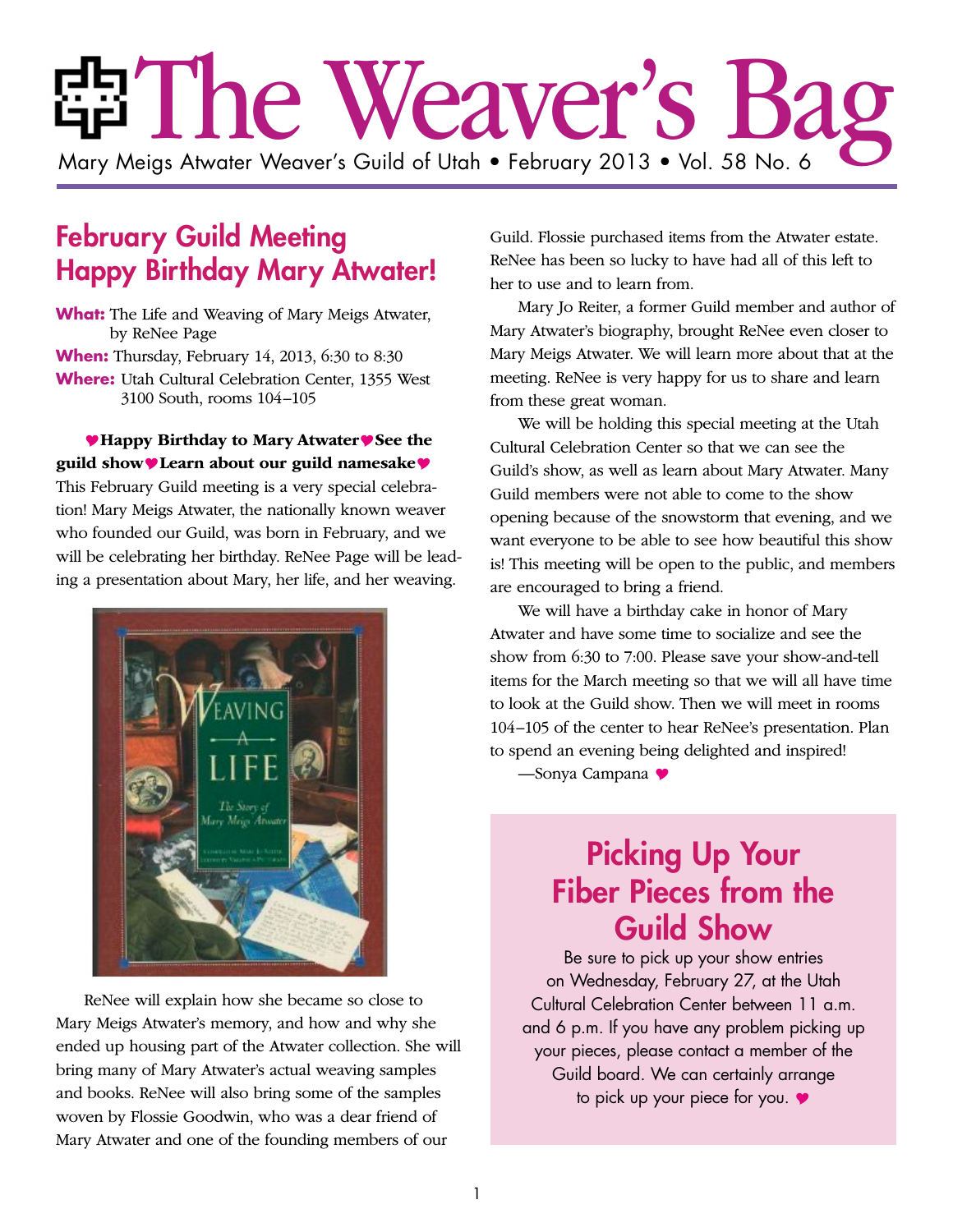# The Weaver's Bag

Mary Meigs Atwater Weaver's Guild of Utah • February 2013 • Vol. 58 No. 6

## February Guild Meeting Happy Birthday Mary Atwater!

**What:** The Life and Weaving of Mary Meigs Atwater, by ReNee Page

**When:** Thursday, February 14, 2013, 6:30 to 8:30

**Where:** Utah Cultural Celebration Center, 1355 West 3100 South, rooms 104–105

**♥Happy Birthday to Mary Atwater♥See the guild show♥Learn about our guild namesake♥**

This February Guild meeting is a very special celebration! Mary Meigs Atwater, the nationally known weaver who founded our Guild, was born in February, and we will be celebrating her birthday. ReNee Page will be leading a presentation about Mary, her life, and her weaving.

ReNee will explain how she became so close to Mary Meigs Atwater's memory, and how and why she ended up housing part of the Atwater collection. She will bring many of Mary Atwater's actual weaving samples and books. ReNee will also bring some of the samples woven by Flossie Goodwin, who was a dear friend of Mary Atwater and one of the founding members of our Guild. Flossie purchased items from the Atwater estate. ReNee has been so lucky to have had all of this left to her to use and to learn from.

Mary Jo Reiter, a former Guild member and author of Mary Atwater's biography, brought ReNee even closer to Mary Meigs Atwater. We will learn more about that at the meeting. ReNee is very happy for us to share and learn from these great woman.

We will be holding this special meeting at the Utah Cultural Celebration Center so that we can see the Guild's show, as well as learn about Mary Atwater. Many Guild members were not able to come to the show opening because of the snowstorm that evening, and we want everyone to be able to see how beautiful this show is! This meeting will be open to the public, and members are encouraged to bring a friend.

We will have a birthday cake in honor of Mary Atwater and have some time to socialize and see the show from 6:30 to 7:00. Please save your show-and-tell items for the March meeting so that we will all have time to look at the Guild show. Then we will meet in rooms 104–105 of the center to hear ReNee's presentation. Plan to spend an evening being delighted and inspired!

—Sonya Campana ♥

## Picking Up Your Fiber Pieces from the Guild Show

Be sure to pick up your show entries on Wednesday, February 27, at the Utah Cultural Celebration Center between 11 a.m. and 6 p.m. If you have any problem picking up your pieces, please contact a member of the Guild board. We can certainly arrange to pick up your piece for you. ♥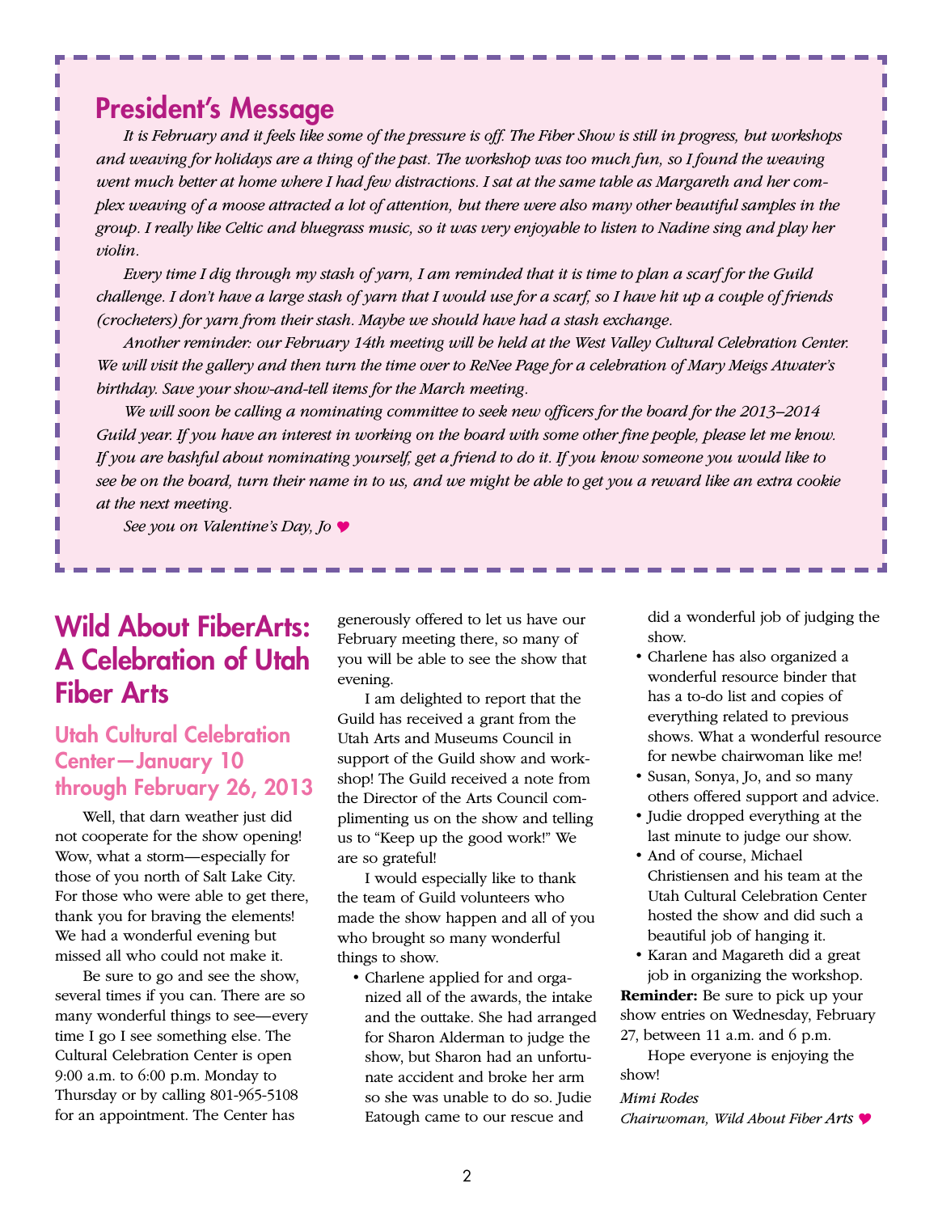## President's Message

*It is February and it feels like some of the pressure is off. The Fiber Show is still in progress, but workshops and weaving for holidays are a thing of the past. The workshop was too much fun, so I found the weaving went much better at home where I had few distractions. I sat at the same table as Margareth and her complex weaving of a moose attracted a lot of attention, but there were also many other beautiful samples in the group. I really like Celtic and bluegrass music, so it was very enjoyable to listen to Nadine sing and play her violin.*

*Every time I dig through my stash of yarn, I am reminded that it is time to plan a scarf for the Guild challenge. I don't have a large stash of yarn that I would use for a scarf, so I have hit up a couple of friends (crocheters) for yarn from their stash. Maybe we should have had a stash exchange.*

*Another reminder: our February 14th meeting will be held at the West Valley Cultural Celebration Center. We will visit the gallery and then turn the time over to ReNee Page for a celebration of Mary Meigs Atwater's birthday. Save your show-and-tell items for the March meeting.*

*We will soon be calling a nominating committee to seek new officers for the board for the 2013–2014 Guild year. If you have an interest in working on the board with some other fine people, please let me know. If you are bashful about nominating yourself, get a friend to do it. If you know someone you would like to see be on the board, turn their name in to us, and we might be able to get you a reward like an extra cookie at the next meeting.*

*See you on Valentine's Day, Jo* ♥

## Wild About FiberArts: A Celebration of Utah Fiber Arts

### Utah Cultural Celebration Center—January 10 through February 26, 2013

Well, that darn weather just did not cooperate for the show opening! Wow, what a storm—especially for those of you north of Salt Lake City. For those who were able to get there, thank you for braving the elements! We had a wonderful evening but missed all who could not make it.

Be sure to go and see the show, several times if you can. There are so many wonderful things to see—every time I go I see something else. The Cultural Celebration Center is open 9:00 a.m. to 6:00 p.m. Monday to Thursday or by calling 801-965-5108 for an appointment. The Center has generously offered to let us have our February meeting there, so many of you will be able to see the show that evening.

I am delighted to report that the Guild has received a grant from the Utah Arts and Museums Council in support of the Guild show and workshop! The Guild received a note from the Director of the Arts Council complimenting us on the show and telling us to "Keep up the good work!" We are so grateful!

I would especially like to thank the team of Guild volunteers who made the show happen and all of you who brought so many wonderful things to show.

- Charlene applied for and organized all of the awards, the intake and the outtake. She had arranged for Sharon Alderman to judge the show, but Sharon had an unfortunate accident and broke her arm so she was unable to do so. Judie Eatough came to our rescue and did a wonderful job of judging the show.
- Charlene has also organized a wonderful resource binder that has a to-do list and copies of everything related to previous shows. What a wonderful resource for newbe chairwoman like me!
- Susan, Sonya, Jo, and so many others offered support and advice.
- Judie dropped everything at the last minute to judge our show.
- And of course, Michael Christiensen and his team at the Utah Cultural Celebration Center hosted the show and did such a beautiful job of hanging it.
- Karan and Magareth did a great job in organizing the workshop.

**Reminder:** Be sure to pick up your show entries on Wednesday, February 27, between 11 a.m. and 6 p.m.

Hope everyone is enjoying the show!

*Mimi Rodes*
*Chairwoman, Wild About Fiber Arts* ♥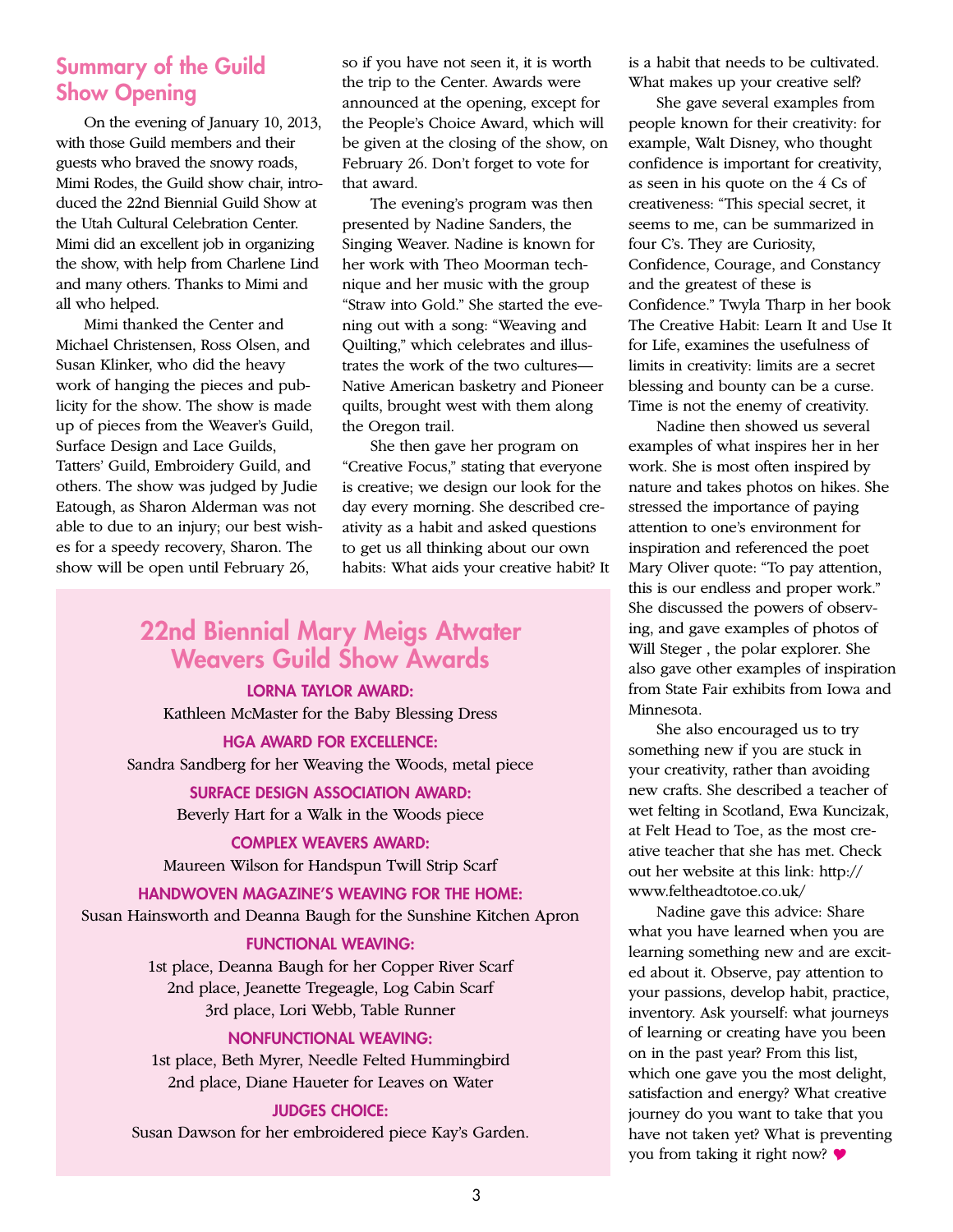## Summary of the Guild Show Opening

On the evening of January 10, 2013, with those Guild members and their guests who braved the snowy roads, Mimi Rodes, the Guild show chair, introduced the 22nd Biennial Guild Show at the Utah Cultural Celebration Center. Mimi did an excellent job in organizing the show, with help from Charlene Lind and many others. Thanks to Mimi and all who helped.

Mimi thanked the Center and Michael Christensen, Ross Olsen, and Susan Klinker, who did the heavy work of hanging the pieces and publicity for the show. The show is made up of pieces from the Weaver's Guild, Surface Design and Lace Guilds, Tatters' Guild, Embroidery Guild, and others. The show was judged by Judie Eatough, as Sharon Alderman was not able to due to an injury; our best wishes for a speedy recovery, Sharon. The show will be open until February 26, so if you have not seen it, it is worth the trip to the Center. Awards were announced at the opening, except for the People's Choice Award, which will be given at the closing of the show, on February 26. Don't forget to vote for that award.

The evening's program was then presented by Nadine Sanders, the Singing Weaver. Nadine is known for her work with Theo Moorman technique and her music with the group "Straw into Gold." She started the evening out with a song: "Weaving and Quilting," which celebrates and illustrates the work of the two cultures—Native American basketry and Pioneer quilts, brought west with them along the Oregon trail.

She then gave her program on "Creative Focus," stating that everyone is creative; we design our look for the day every morning. She described creativity as a habit and asked questions to get us all thinking about our own habits: What aids your creative habit? It is a habit that needs to be cultivated. What makes up your creative self?

She gave several examples from people known for their creativity: for example, Walt Disney, who thought confidence is important for creativity, as seen in his quote on the 4 Cs of creativeness: "This special secret, it seems to me, can be summarized in four C's. They are Curiosity, Confidence, Courage, and Constancy and the greatest of these is Confidence." Twyla Tharp in her book The Creative Habit: Learn It and Use It for Life, examines the usefulness of limits in creativity: limits are a secret blessing and bounty can be a curse. Time is not the enemy of creativity.

Nadine then showed us several examples of what inspires her in her work. She is most often inspired by nature and takes photos on hikes. She stressed the importance of paying attention to one's environment for inspiration and referenced the poet Mary Oliver quote: "To pay attention, this is our endless and proper work." She discussed the powers of observing, and gave examples of photos of Will Steger , the polar explorer. She also gave other examples of inspiration from State Fair exhibits from Iowa and Minnesota.

She also encouraged us to try something new if you are stuck in your creativity, rather than avoiding new crafts. She described a teacher of wet felting in Scotland, Ewa Kuncizak, at Felt Head to Toe, as the most creative teacher that she has met. Check out her website at this link: http://www.feltheadtotoe.co.uk/

Nadine gave this advice: Share what you have learned when you are learning something new and are excited about it. Observe, pay attention to your passions, develop habit, practice, inventory. Ask yourself: what journeys of learning or creating have you been on in the past year? From this list, which one gave you the most delight, satisfaction and energy? What creative journey do you want to take that you have not taken yet? What is preventing you from taking it right now? ♥

## 22nd Biennial Mary Meigs Atwater Weavers Guild Show Awards

**LORNA TAYLOR AWARD:**
Kathleen McMaster for the Baby Blessing Dress

**HGA AWARD FOR EXCELLENCE:**
Sandra Sandberg for her Weaving the Woods, metal piece

**SURFACE DESIGN ASSOCIATION AWARD:**
Beverly Hart for a Walk in the Woods piece

**COMPLEX WEAVERS AWARD:**
Maureen Wilson for Handspun Twill Strip Scarf

**HANDWOVEN MAGAZINE'S WEAVING FOR THE HOME:**
Susan Hainsworth and Deanna Baugh for the Sunshine Kitchen Apron

**FUNCTIONAL WEAVING:**
1st place, Deanna Baugh for her Copper River Scarf
2nd place, Jeanette Tregeagle, Log Cabin Scarf
3rd place, Lori Webb, Table Runner

**NONFUNCTIONAL WEAVING:**
1st place, Beth Myrer, Needle Felted Hummingbird
2nd place, Diane Haueter for Leaves on Water

**JUDGES CHOICE:**
Susan Dawson for her embroidered piece Kay's Garden.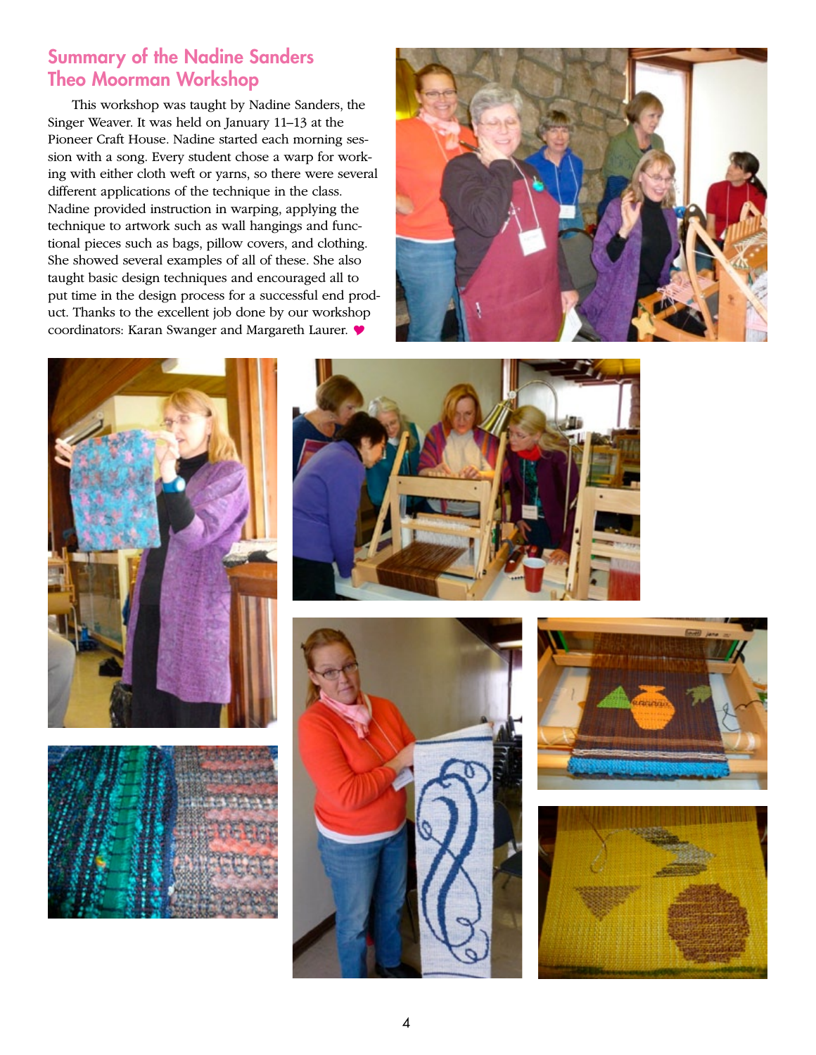## Summary of the Nadine Sanders Theo Moorman Workshop

This workshop was taught by Nadine Sanders, the Singer Weaver. It was held on January 11–13 at the Pioneer Craft House. Nadine started each morning session with a song. Every student chose a warp for working with either cloth weft or yarns, so there were several different applications of the technique in the class. Nadine provided instruction in warping, applying the technique to artwork such as wall hangings and functional pieces such as bags, pillow covers, and clothing. She showed several examples of all of these. She also taught basic design techniques and encouraged all to put time in the design process for a successful end product. Thanks to the excellent job done by our workshop coordinators: Karan Swanger and Margareth Laurer. ♥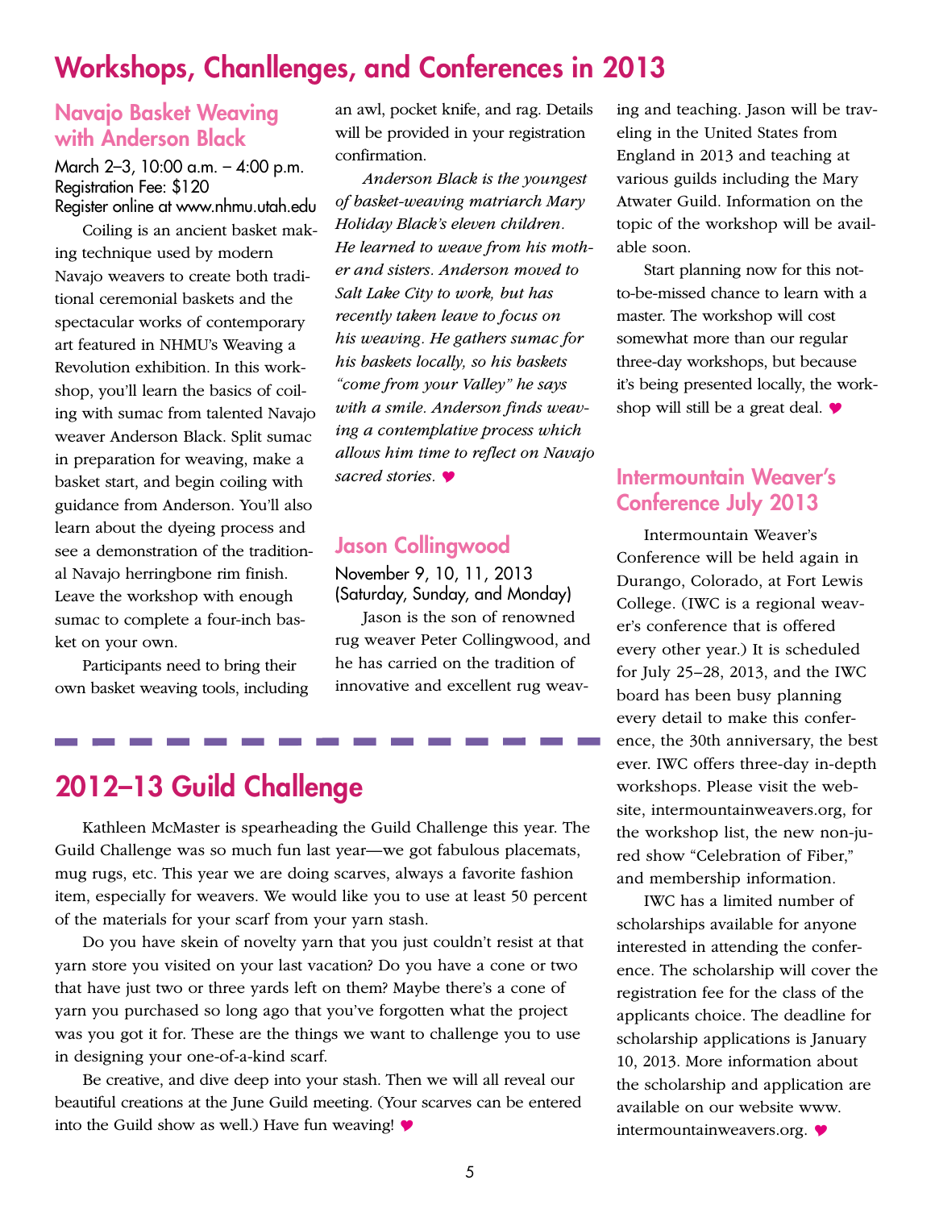# Workshops, Chanllenges, and Conferences in 2013

## Navajo Basket Weaving with Anderson Black

March 2–3, 10:00 a.m. – 4:00 p.m.
Registration Fee: $120
Register online at www.nhmu.utah.edu

Coiling is an ancient basket making technique used by modern Navajo weavers to create both traditional ceremonial baskets and the spectacular works of contemporary art featured in NHMU's Weaving a Revolution exhibition. In this workshop, you'll learn the basics of coiling with sumac from talented Navajo weaver Anderson Black. Split sumac in preparation for weaving, make a basket start, and begin coiling with guidance from Anderson. You'll also learn about the dyeing process and see a demonstration of the traditional Navajo herringbone rim finish. Leave the workshop with enough sumac to complete a four-inch basket on your own.

Participants need to bring their own basket weaving tools, including an awl, pocket knife, and rag. Details will be provided in your registration confirmation.

*Anderson Black is the youngest of basket-weaving matriarch Mary Holiday Black's eleven children. He learned to weave from his mother and sisters. Anderson moved to Salt Lake City to work, but has recently taken leave to focus on his weaving. He gathers sumac for his baskets locally, so his baskets "come from your Valley" he says with a smile. Anderson finds weaving a contemplative process which allows him time to reflect on Navajo sacred stories.* ♥

## Jason Collingwood

November 9, 10, 11, 2013
(Saturday, Sunday, and Monday)

Jason is the son of renowned rug weaver Peter Collingwood, and he has carried on the tradition of innovative and excellent rug weaving and teaching. Jason will be traveling in the United States from England in 2013 and teaching at various guilds including the Mary Atwater Guild. Information on the topic of the workshop will be available soon.

Start planning now for this not-to-be-missed chance to learn with a master. The workshop will cost somewhat more than our regular three-day workshops, but because it's being presented locally, the workshop will still be a great deal. ♥

## Intermountain Weaver's Conference July 2013

Intermountain Weaver's Conference will be held again in Durango, Colorado, at Fort Lewis College. (IWC is a regional weaver's conference that is offered every other year.) It is scheduled for July 25–28, 2013, and the IWC board has been busy planning every detail to make this conference, the 30th anniversary, the best ever. IWC offers three-day in-depth workshops. Please visit the website, intermountainweavers.org, for the workshop list, the new non-jured show "Celebration of Fiber," and membership information.

IWC has a limited number of scholarships available for anyone interested in attending the conference. The scholarship will cover the registration fee for the class of the applicants choice. The deadline for scholarship applications is January 10, 2013. More information about the scholarship and application are available on our website www.intermountainweavers.org. ♥

# 2012–13 Guild Challenge

Kathleen McMaster is spearheading the Guild Challenge this year. The Guild Challenge was so much fun last year—we got fabulous placemats, mug rugs, etc. This year we are doing scarves, always a favorite fashion item, especially for weavers. We would like you to use at least 50 percent of the materials for your scarf from your yarn stash.

Do you have skein of novelty yarn that you just couldn't resist at that yarn store you visited on your last vacation? Do you have a cone or two that have just two or three yards left on them? Maybe there's a cone of yarn you purchased so long ago that you've forgotten what the project was you got it for. These are the things we want to challenge you to use in designing your one-of-a-kind scarf.

Be creative, and dive deep into your stash. Then we will all reveal our beautiful creations at the June Guild meeting. (Your scarves can be entered into the Guild show as well.) Have fun weaving! ♥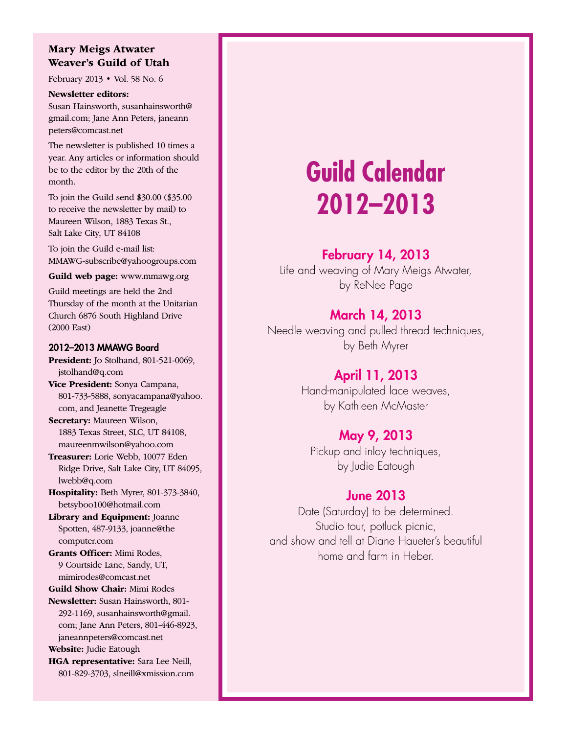**Mary Meigs Atwater Weaver's Guild of Utah**

February 2013 • Vol. 58 No. 6

**Newsletter editors:**
Susan Hainsworth, susanhainsworth@gmail.com; Jane Ann Peters, janeannpeters@comcast.net

The newsletter is published 10 times a year. Any articles or information should be to the editor by the 20th of the month.

To join the Guild send $30.00 ($35.00 to receive the newsletter by mail) to Maureen Wilson, 1883 Texas St., Salt Lake City, UT 84108

To join the Guild e-mail list: MMAWG-subscribe@yahoogroups.com

**Guild web page:** www.mmawg.org

Guild meetings are held the 2nd Thursday of the month at the Unitarian Church 6876 South Highland Drive (2000 East)

**2012–2013 MMAWG Board**

**President:** Jo Stolhand, 801-521-0069, jstolhand@q.com

**Vice President:** Sonya Campana, 801-733-5888, sonyacampana@yahoo.com, and Jeanette Tregeagle

**Secretary:** Maureen Wilson, 1883 Texas Street, SLC, UT 84108, maureenmwilson@yahoo.com

**Treasurer:** Lorie Webb, 10077 Eden Ridge Drive, Salt Lake City, UT 84095, lwebb@q.com

**Hospitality:** Beth Myrer, 801-373-3840, betsyboo100@hotmail.com

**Library and Equipment:** Joanne Spotten, 487-9133, joanne@thecomputer.com

**Grants Officer:** Mimi Rodes, 9 Courtside Lane, Sandy, UT, mimirodes@comcast.net

**Guild Show Chair:** Mimi Rodes

**Newsletter:** Susan Hainsworth, 801-292-1169, susanhainsworth@gmail.com; Jane Ann Peters, 801-446-8923, janeannpeters@comcast.net

**Website:** Judie Eatough

**HGA representative:** Sara Lee Neill, 801-829-3703, slneill@xmission.com

# Guild Calendar 2012–2013

## February 14, 2013

Life and weaving of Mary Meigs Atwater, by ReNee Page

## March 14, 2013

Needle weaving and pulled thread techniques, by Beth Myrer

## April 11, 2013

Hand-manipulated lace weaves, by Kathleen McMaster

## May 9, 2013

Pickup and inlay techniques, by Judie Eatough

## June 2013

Date (Saturday) to be determined. Studio tour, potluck picnic, and show and tell at Diane Haueter's beautiful home and farm in Heber.